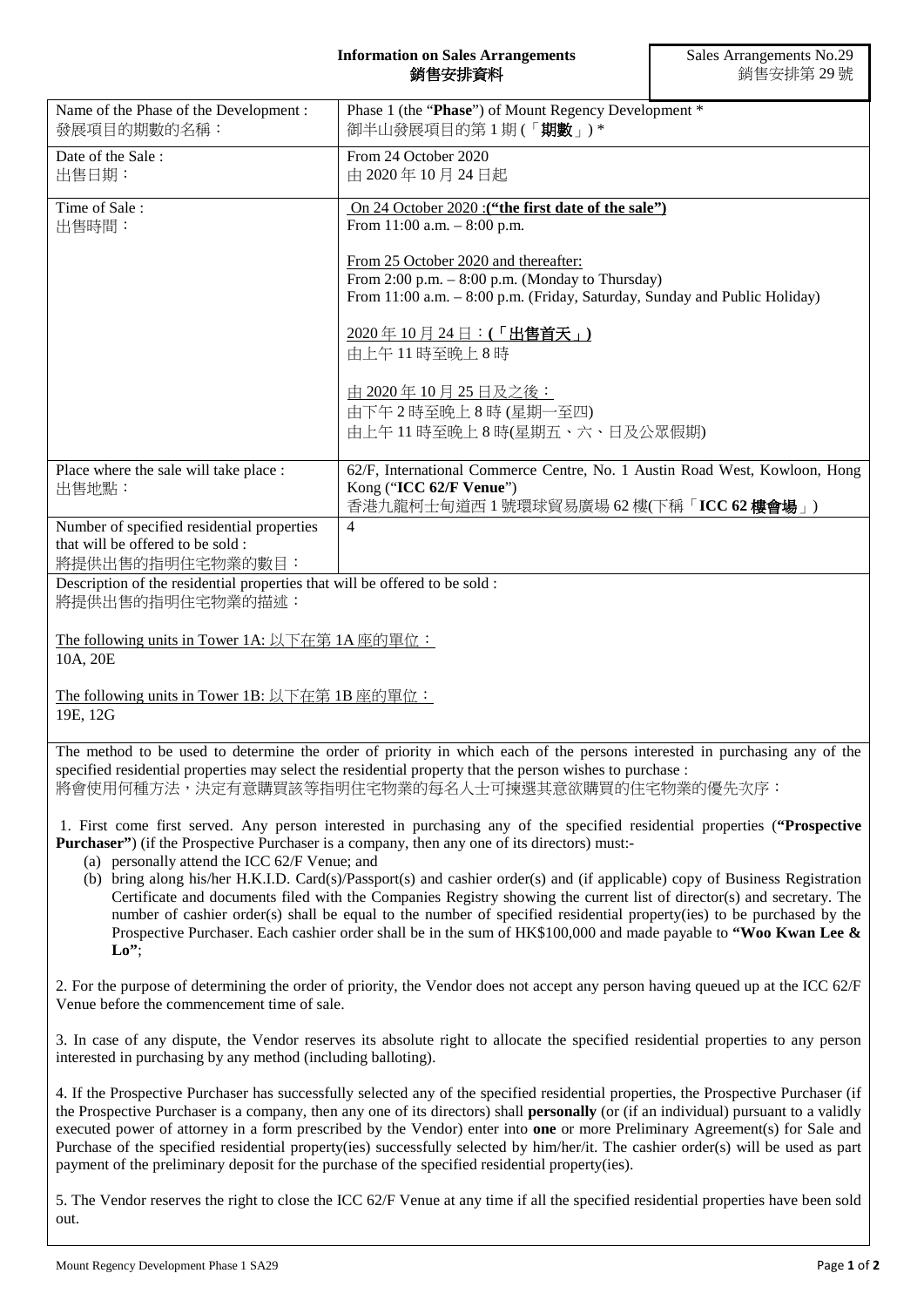**Information on Sales Arrangements**
**銷售安排資料**

Sales Arrangements No.29
銷售安排第 29 號

| Name of the Phase of the Development :<br>發展項目的期數的名稱： | Phase 1 (the "**Phase**") of Mount Regency Development *<br>御半山發展項目的第 1 期 (「**期數**」) * |
|---|---|
| Date of the Sale :<br>出售日期： | From 24 October 2020<br>由 2020 年 10 月 24 日起 |
| Time of Sale :<br>出售時間： | On 24 October 2020 :**("the first date of the sale")**<br>From 11:00 a.m. – 8:00 p.m.<br><br>From 25 October 2020 and thereafter:<br>From 2:00 p.m. – 8:00 p.m. (Monday to Thursday)<br>From 11:00 a.m. – 8:00 p.m. (Friday, Saturday, Sunday and Public Holiday)<br><br>2020 年 10 月 24 日：**(「出售首天」)**<br>由上午 11 時至晚上 8 時<br><br>由 2020 年 10 月 25 日及之後：<br>由下午 2 時至晚上 8 時 (星期一至四)<br>由上午 11 時至晚上 8 時(星期五、六、日及公眾假期) |
| Place where the sale will take place :<br>出售地點： | 62/F, International Commerce Centre, No. 1 Austin Road West, Kowloon, Hong Kong ("**ICC 62/F Venue**")<br>香港九龍柯士甸道西 1 號環球貿易廣場 62 樓(下稱「**ICC 62 樓會場**」) |
| Number of specified residential properties that will be offered to be sold :<br>將提供出售的指明住宅物業的數目： | 4 |

Description of the residential properties that will be offered to be sold :
將提供出售的指明住宅物業的描述：

The following units in Tower 1A: 以下在第 1A 座的單位：
10A, 20E

The following units in Tower 1B: 以下在第 1B 座的單位：
19E, 12G

The method to be used to determine the order of priority in which each of the persons interested in purchasing any of the specified residential properties may select the residential property that the person wishes to purchase :
將會使用何種方法，決定有意購買該等指明住宅物業的每名人士可揀選其意欲購買的住宅物業的優先次序：

1. First come first served. Any person interested in purchasing any of the specified residential properties (**"Prospective Purchaser"**) (if the Prospective Purchaser is a company, then any one of its directors) must:-
   (a) personally attend the ICC 62/F Venue; and
   (b) bring along his/her H.K.I.D. Card(s)/Passport(s) and cashier order(s) and (if applicable) copy of Business Registration Certificate and documents filed with the Companies Registry showing the current list of director(s) and secretary. The number of cashier order(s) shall be equal to the number of specified residential property(ies) to be purchased by the Prospective Purchaser. Each cashier order shall be in the sum of HK$100,000 and made payable to **"Woo Kwan Lee & Lo"**;

2. For the purpose of determining the order of priority, the Vendor does not accept any person having queued up at the ICC 62/F Venue before the commencement time of sale.

3. In case of any dispute, the Vendor reserves its absolute right to allocate the specified residential properties to any person interested in purchasing by any method (including balloting).

4. If the Prospective Purchaser has successfully selected any of the specified residential properties, the Prospective Purchaser (if the Prospective Purchaser is a company, then any one of its directors) shall **personally** (or (if an individual) pursuant to a validly executed power of attorney in a form prescribed by the Vendor) enter into **one** or more Preliminary Agreement(s) for Sale and Purchase of the specified residential property(ies) successfully selected by him/her/it. The cashier order(s) will be used as part payment of the preliminary deposit for the purchase of the specified residential property(ies).

5. The Vendor reserves the right to close the ICC 62/F Venue at any time if all the specified residential properties have been sold out.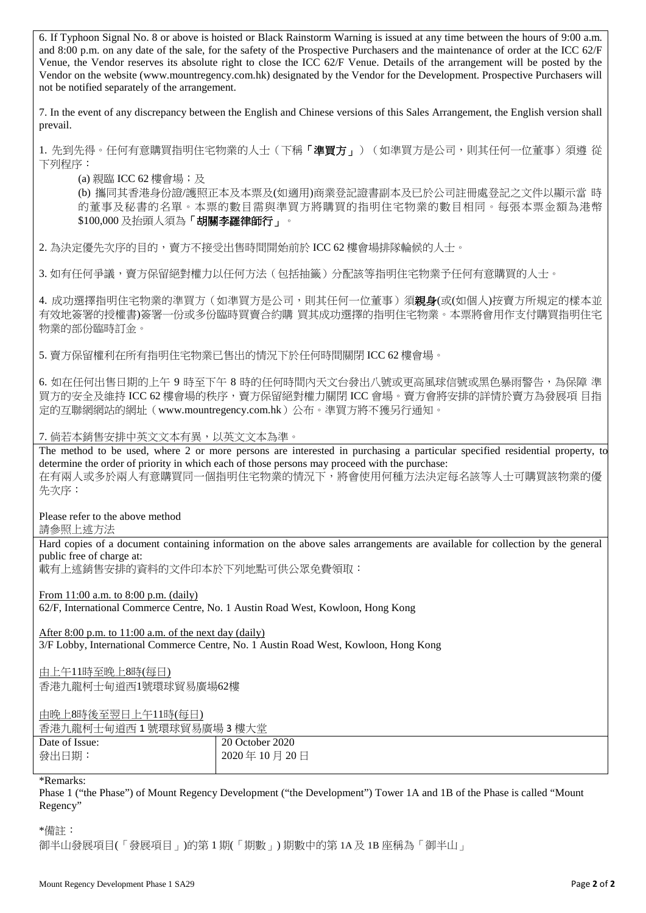6. If Typhoon Signal No. 8 or above is hoisted or Black Rainstorm Warning is issued at any time between the hours of 9:00 a.m. and 8:00 p.m. on any date of the sale, for the safety of the Prospective Purchasers and the maintenance of order at the ICC 62/F Venue, the Vendor reserves its absolute right to close the ICC 62/F Venue. Details of the arrangement will be posted by the Vendor on the website (www.mountregency.com.hk) designated by the Vendor for the Development. Prospective Purchasers will not be notified separately of the arrangement.

7. In the event of any discrepancy between the English and Chinese versions of this Sales Arrangement, the English version shall prevail.

1. 先到先得。任何有意購買指明住宅物業的人士（下稱**「準買方」**）（如準買方是公司，則其任何一位董事）須遵 從下列程序：

(a) 親臨 ICC 62 樓會場；及

(b) 攜同其香港身份證/護照正本及本票及(如適用)商業登記證書副本及已於公司註冊處登記之文件以顯示當 時的董事及秘書的名單。本票的數目需與準買方將購買的指明住宅物業的數目相同。每張本票金額為港幣 $100,000 及抬頭人須為**「胡關李羅律師行」**。

2. 為決定優先次序的目的，賣方不接受出售時間開始前於 ICC 62 樓會場排隊輪候的人士。

3. 如有任何爭議，賣方保留絕對權力以任何方法（包括抽籤）分配該等指明住宅物業予任何有意購買的人士。

4. 成功選擇指明住宅物業的準買方（如準買方是公司，則其任何一位董事）須**親身**(或(如個人)按賣方所規定的樣本並有效地簽署的授權書)簽署一份或多份臨時買賣合約購 買其成功選擇的指明住宅物業。本票將會用作支付購買指明住宅物業的部份臨時訂金。

5. 賣方保留權利在所有指明住宅物業已售出的情況下於任何時間關閉 ICC 62 樓會場。

6. 如在任何出售日期的上午 9 時至下午 8 時的任何時間內天文台發出八號或更高風球信號或黑色暴雨警告，為保障 準買方的安全及維持 ICC 62 樓會場的秩序，賣方保留絕對權力關閉 ICC 會場。賣方會將安排的詳情於賣方為發展項 目指定的互聯網網站的網址（www.mountregency.com.hk）公布。準買方將不獲另行通知。

7. 倘若本銷售安排中英文文本有異，以英文文本為準。

The method to be used, where 2 or more persons are interested in purchasing a particular specified residential property, to determine the order of priority in which each of those persons may proceed with the purchase:
在有兩人或多於兩人有意購買同一個指明住宅物業的情況下，將會使用何種方法決定每名該等人士可購買該物業的優先次序：

Please refer to the above method
請參照上述方法

Hard copies of a document containing information on the above sales arrangements are available for collection by the general public free of charge at:
載有上述銷售安排的資料的文件印本於下列地點可供公眾免費領取：

From 11:00 a.m. to 8:00 p.m. (daily)
62/F, International Commerce Centre, No. 1 Austin Road West, Kowloon, Hong Kong

After 8:00 p.m. to 11:00 a.m. of the next day (daily)
3/F Lobby, International Commerce Centre, No. 1 Austin Road West, Kowloon, Hong Kong

由上午11時至晚上8時(每日)
香港九龍柯士甸道西1號環球貿易廣場62樓

由晚上8時後至翌日上午11時(每日)
香港九龍柯士甸道西 1 號環球貿易廣場 3 樓大堂

| | |
|---|---|
| Date of Issue:<br>發出日期： | 20 October 2020<br>2020 年 10 月 20 日 |

*Remarks:
Phase 1 ("the Phase") of Mount Regency Development ("the Development") Tower 1A and 1B of the Phase is called "Mount Regency"

*備註：
御半山發展項目(「發展項目」)的第 1 期(「期數」) 期數中的第 1A 及 1B 座稱為「御半山」

Mount Regency Development Phase 1 SA29